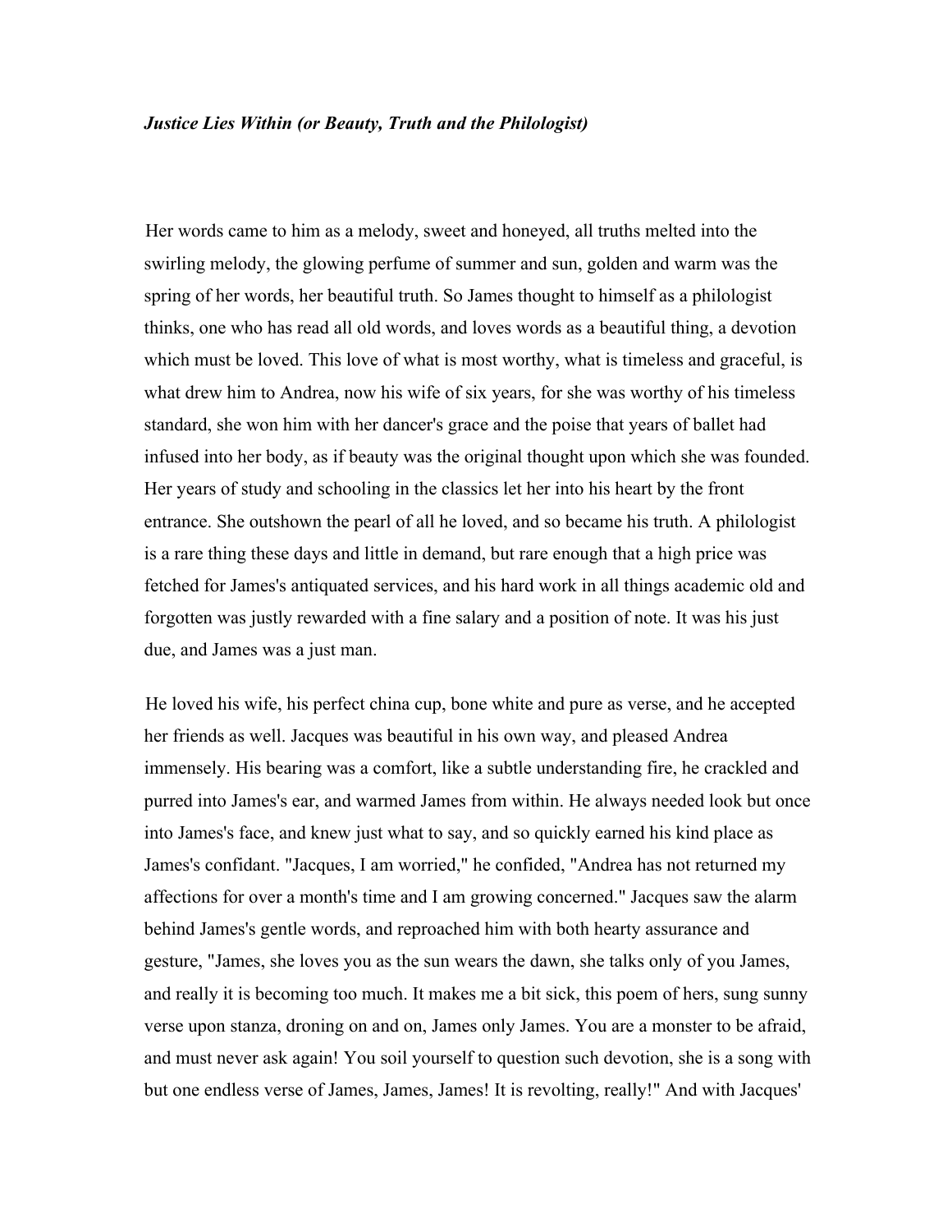***Justice Lies Within (or Beauty, Truth and the Philologist)***

Her words came to him as a melody, sweet and honeyed, all truths melted into the swirling melody, the glowing perfume of summer and sun, golden and warm was the spring of her words, her beautiful truth. So James thought to himself as a philologist thinks, one who has read all old words, and loves words as a beautiful thing, a devotion which must be loved. This love of what is most worthy, what is timeless and graceful, is what drew him to Andrea, now his wife of six years, for she was worthy of his timeless standard, she won him with her dancer's grace and the poise that years of ballet had infused into her body, as if beauty was the original thought upon which she was founded. Her years of study and schooling in the classics let her into his heart by the front entrance. She outshown the pearl of all he loved, and so became his truth. A philologist is a rare thing these days and little in demand, but rare enough that a high price was fetched for James's antiquated services, and his hard work in all things academic old and forgotten was justly rewarded with a fine salary and a position of note. It was his just due, and James was a just man.

He loved his wife, his perfect china cup, bone white and pure as verse, and he accepted her friends as well. Jacques was beautiful in his own way, and pleased Andrea immensely. His bearing was a comfort, like a subtle understanding fire, he crackled and purred into James's ear, and warmed James from within. He always needed look but once into James's face, and knew just what to say, and so quickly earned his kind place as James's confidant. "Jacques, I am worried," he confided, "Andrea has not returned my affections for over a month's time and I am growing concerned." Jacques saw the alarm behind James's gentle words, and reproached him with both hearty assurance and gesture, "James, she loves you as the sun wears the dawn, she talks only of you James, and really it is becoming too much. It makes me a bit sick, this poem of hers, sung sunny verse upon stanza, droning on and on, James only James. You are a monster to be afraid, and must never ask again! You soil yourself to question such devotion, she is a song with but one endless verse of James, James, James! It is revolting, really!" And with Jacques'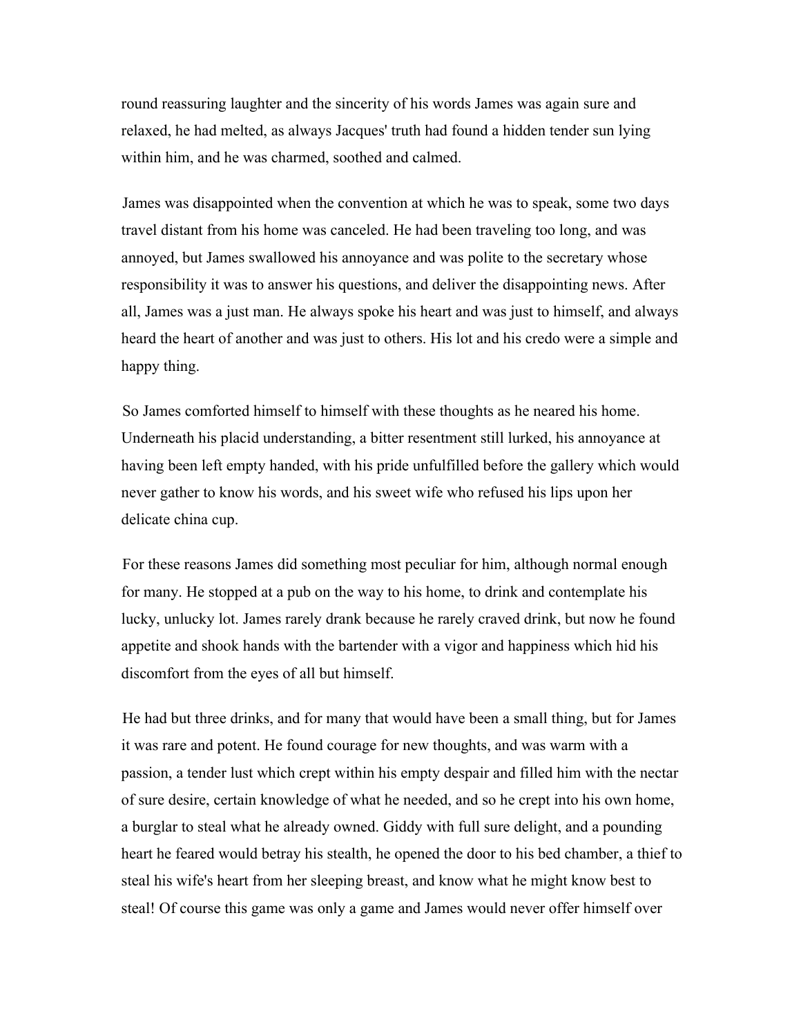round reassuring laughter and the sincerity of his words James was again sure and relaxed, he had melted, as always Jacques' truth had found a hidden tender sun lying within him, and he was charmed, soothed and calmed.

James was disappointed when the convention at which he was to speak, some two days travel distant from his home was canceled. He had been traveling too long, and was annoyed, but James swallowed his annoyance and was polite to the secretary whose responsibility it was to answer his questions, and deliver the disappointing news. After all, James was a just man. He always spoke his heart and was just to himself, and always heard the heart of another and was just to others. His lot and his credo were a simple and happy thing.

So James comforted himself to himself with these thoughts as he neared his home. Underneath his placid understanding, a bitter resentment still lurked, his annoyance at having been left empty handed, with his pride unfulfilled before the gallery which would never gather to know his words, and his sweet wife who refused his lips upon her delicate china cup.

For these reasons James did something most peculiar for him, although normal enough for many. He stopped at a pub on the way to his home, to drink and contemplate his lucky, unlucky lot. James rarely drank because he rarely craved drink, but now he found appetite and shook hands with the bartender with a vigor and happiness which hid his discomfort from the eyes of all but himself.

He had but three drinks, and for many that would have been a small thing, but for James it was rare and potent. He found courage for new thoughts, and was warm with a passion, a tender lust which crept within his empty despair and filled him with the nectar of sure desire, certain knowledge of what he needed, and so he crept into his own home, a burglar to steal what he already owned. Giddy with full sure delight, and a pounding heart he feared would betray his stealth, he opened the door to his bed chamber, a thief to steal his wife's heart from her sleeping breast, and know what he might know best to steal! Of course this game was only a game and James would never offer himself over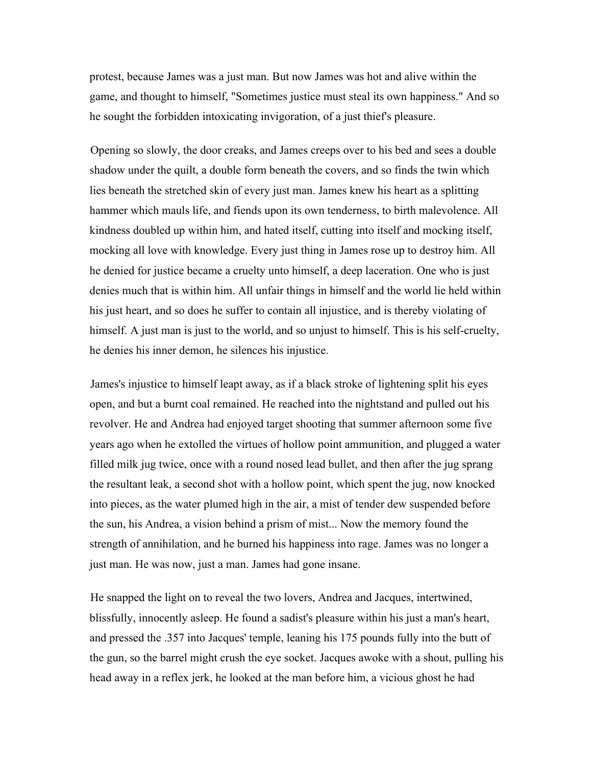protest, because James was a just man. But now James was hot and alive within the game, and thought to himself, "Sometimes justice must steal its own happiness." And so he sought the forbidden intoxicating invigoration, of a just thief's pleasure.

Opening so slowly, the door creaks, and James creeps over to his bed and sees a double shadow under the quilt, a double form beneath the covers, and so finds the twin which lies beneath the stretched skin of every just man. James knew his heart as a splitting hammer which mauls life, and fiends upon its own tenderness, to birth malevolence. All kindness doubled up within him, and hated itself, cutting into itself and mocking itself, mocking all love with knowledge. Every just thing in James rose up to destroy him. All he denied for justice became a cruelty unto himself, a deep laceration. One who is just denies much that is within him. All unfair things in himself and the world lie held within his just heart, and so does he suffer to contain all injustice, and is thereby violating of himself. A just man is just to the world, and so unjust to himself. This is his self-cruelty, he denies his inner demon, he silences his injustice.

James's injustice to himself leapt away, as if a black stroke of lightening split his eyes open, and but a burnt coal remained. He reached into the nightstand and pulled out his revolver. He and Andrea had enjoyed target shooting that summer afternoon some five years ago when he extolled the virtues of hollow point ammunition, and plugged a water filled milk jug twice, once with a round nosed lead bullet, and then after the jug sprang the resultant leak, a second shot with a hollow point, which spent the jug, now knocked into pieces, as the water plumed high in the air, a mist of tender dew suspended before the sun, his Andrea, a vision behind a prism of mist... Now the memory found the strength of annihilation, and he burned his happiness into rage. James was no longer a just man. He was now, just a man. James had gone insane.

He snapped the light on to reveal the two lovers, Andrea and Jacques, intertwined, blissfully, innocently asleep. He found a sadist's pleasure within his just a man's heart, and pressed the .357 into Jacques' temple, leaning his 175 pounds fully into the butt of the gun, so the barrel might crush the eye socket. Jacques awoke with a shout, pulling his head away in a reflex jerk, he looked at the man before him, a vicious ghost he had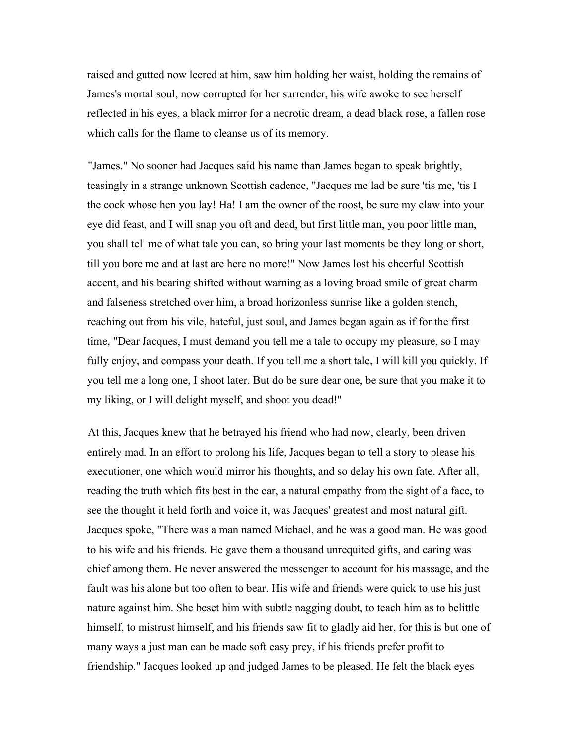raised and gutted now leered at him, saw him holding her waist, holding the remains of James's mortal soul, now corrupted for her surrender, his wife awoke to see herself reflected in his eyes, a black mirror for a necrotic dream, a dead black rose, a fallen rose which calls for the flame to cleanse us of its memory.

"James." No sooner had Jacques said his name than James began to speak brightly, teasingly in a strange unknown Scottish cadence, "Jacques me lad be sure 'tis me, 'tis I the cock whose hen you lay! Ha! I am the owner of the roost, be sure my claw into your eye did feast, and I will snap you oft and dead, but first little man, you poor little man, you shall tell me of what tale you can, so bring your last moments be they long or short, till you bore me and at last are here no more!" Now James lost his cheerful Scottish accent, and his bearing shifted without warning as a loving broad smile of great charm and falseness stretched over him, a broad horizonless sunrise like a golden stench, reaching out from his vile, hateful, just soul, and James began again as if for the first time, "Dear Jacques, I must demand you tell me a tale to occupy my pleasure, so I may fully enjoy, and compass your death. If you tell me a short tale, I will kill you quickly. If you tell me a long one, I shoot later. But do be sure dear one, be sure that you make it to my liking, or I will delight myself, and shoot you dead!"

At this, Jacques knew that he betrayed his friend who had now, clearly, been driven entirely mad. In an effort to prolong his life, Jacques began to tell a story to please his executioner, one which would mirror his thoughts, and so delay his own fate. After all, reading the truth which fits best in the ear, a natural empathy from the sight of a face, to see the thought it held forth and voice it, was Jacques' greatest and most natural gift. Jacques spoke, "There was a man named Michael, and he was a good man. He was good to his wife and his friends. He gave them a thousand unrequited gifts, and caring was chief among them. He never answered the messenger to account for his massage, and the fault was his alone but too often to bear. His wife and friends were quick to use his just nature against him. She beset him with subtle nagging doubt, to teach him as to belittle himself, to mistrust himself, and his friends saw fit to gladly aid her, for this is but one of many ways a just man can be made soft easy prey, if his friends prefer profit to friendship." Jacques looked up and judged James to be pleased. He felt the black eyes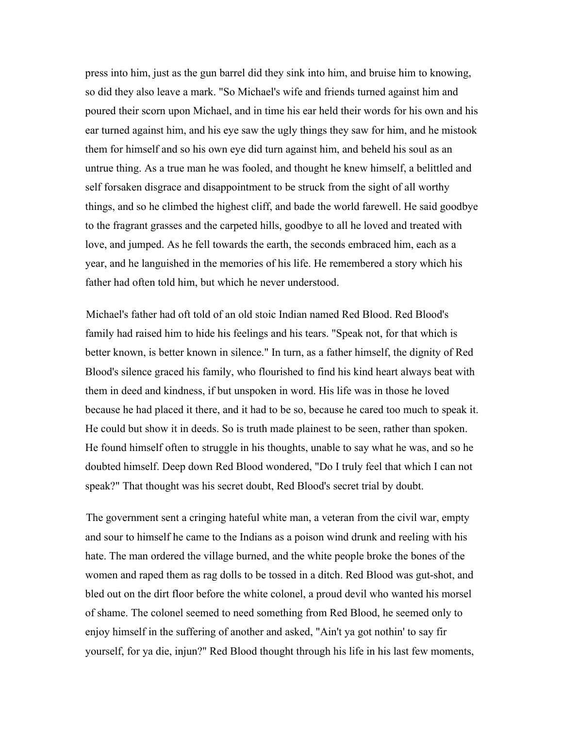press into him, just as the gun barrel did they sink into him, and bruise him to knowing, so did they also leave a mark. "So Michael's wife and friends turned against him and poured their scorn upon Michael, and in time his ear held their words for his own and his ear turned against him, and his eye saw the ugly things they saw for him, and he mistook them for himself and so his own eye did turn against him, and beheld his soul as an untrue thing. As a true man he was fooled, and thought he knew himself, a belittled and self forsaken disgrace and disappointment to be struck from the sight of all worthy things, and so he climbed the highest cliff, and bade the world farewell. He said goodbye to the fragrant grasses and the carpeted hills, goodbye to all he loved and treated with love, and jumped. As he fell towards the earth, the seconds embraced him, each as a year, and he languished in the memories of his life. He remembered a story which his father had often told him, but which he never understood.

Michael's father had oft told of an old stoic Indian named Red Blood. Red Blood's family had raised him to hide his feelings and his tears. "Speak not, for that which is better known, is better known in silence." In turn, as a father himself, the dignity of Red Blood's silence graced his family, who flourished to find his kind heart always beat with them in deed and kindness, if but unspoken in word. His life was in those he loved because he had placed it there, and it had to be so, because he cared too much to speak it. He could but show it in deeds. So is truth made plainest to be seen, rather than spoken. He found himself often to struggle in his thoughts, unable to say what he was, and so he doubted himself. Deep down Red Blood wondered, "Do I truly feel that which I can not speak?" That thought was his secret doubt, Red Blood's secret trial by doubt.

The government sent a cringing hateful white man, a veteran from the civil war, empty and sour to himself he came to the Indians as a poison wind drunk and reeling with his hate. The man ordered the village burned, and the white people broke the bones of the women and raped them as rag dolls to be tossed in a ditch. Red Blood was gut-shot, and bled out on the dirt floor before the white colonel, a proud devil who wanted his morsel of shame. The colonel seemed to need something from Red Blood, he seemed only to enjoy himself in the suffering of another and asked, "Ain't ya got nothin' to say fir yourself, for ya die, injun?" Red Blood thought through his life in his last few moments,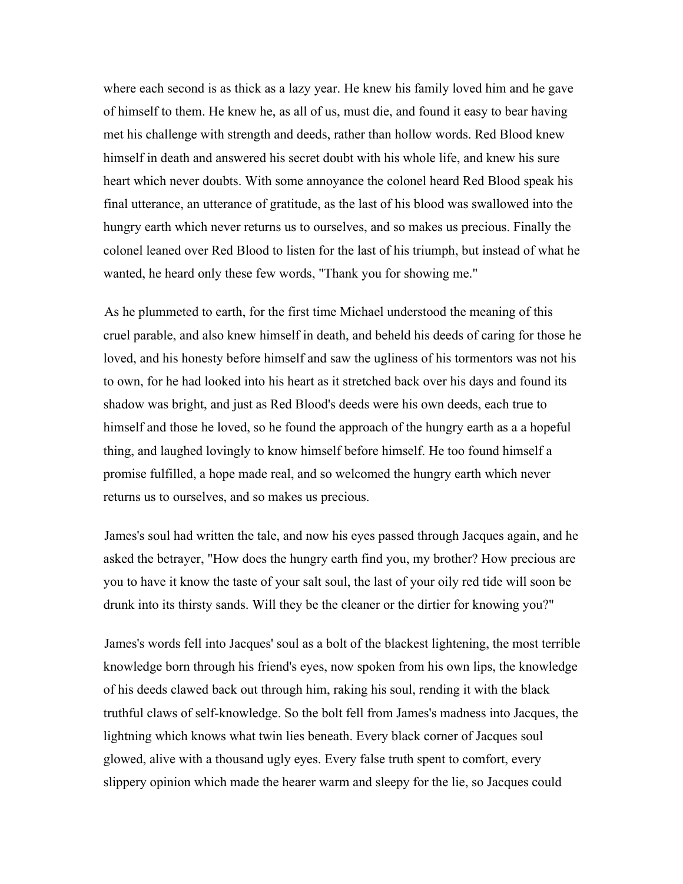where each second is as thick as a lazy year. He knew his family loved him and he gave of himself to them. He knew he, as all of us, must die, and found it easy to bear having met his challenge with strength and deeds, rather than hollow words. Red Blood knew himself in death and answered his secret doubt with his whole life, and knew his sure heart which never doubts. With some annoyance the colonel heard Red Blood speak his final utterance, an utterance of gratitude, as the last of his blood was swallowed into the hungry earth which never returns us to ourselves, and so makes us precious. Finally the colonel leaned over Red Blood to listen for the last of his triumph, but instead of what he wanted, he heard only these few words, "Thank you for showing me."

As he plummeted to earth, for the first time Michael understood the meaning of this cruel parable, and also knew himself in death, and beheld his deeds of caring for those he loved, and his honesty before himself and saw the ugliness of his tormentors was not his to own, for he had looked into his heart as it stretched back over his days and found its shadow was bright, and just as Red Blood's deeds were his own deeds, each true to himself and those he loved, so he found the approach of the hungry earth as a a hopeful thing, and laughed lovingly to know himself before himself. He too found himself a promise fulfilled, a hope made real, and so welcomed the hungry earth which never returns us to ourselves, and so makes us precious.

James's soul had written the tale, and now his eyes passed through Jacques again, and he asked the betrayer, "How does the hungry earth find you, my brother? How precious are you to have it know the taste of your salt soul, the last of your oily red tide will soon be drunk into its thirsty sands. Will they be the cleaner or the dirtier for knowing you?"

James's words fell into Jacques' soul as a bolt of the blackest lightening, the most terrible knowledge born through his friend's eyes, now spoken from his own lips, the knowledge of his deeds clawed back out through him, raking his soul, rending it with the black truthful claws of self-knowledge. So the bolt fell from James's madness into Jacques, the lightning which knows what twin lies beneath. Every black corner of Jacques soul glowed, alive with a thousand ugly eyes. Every false truth spent to comfort, every slippery opinion which made the hearer warm and sleepy for the lie, so Jacques could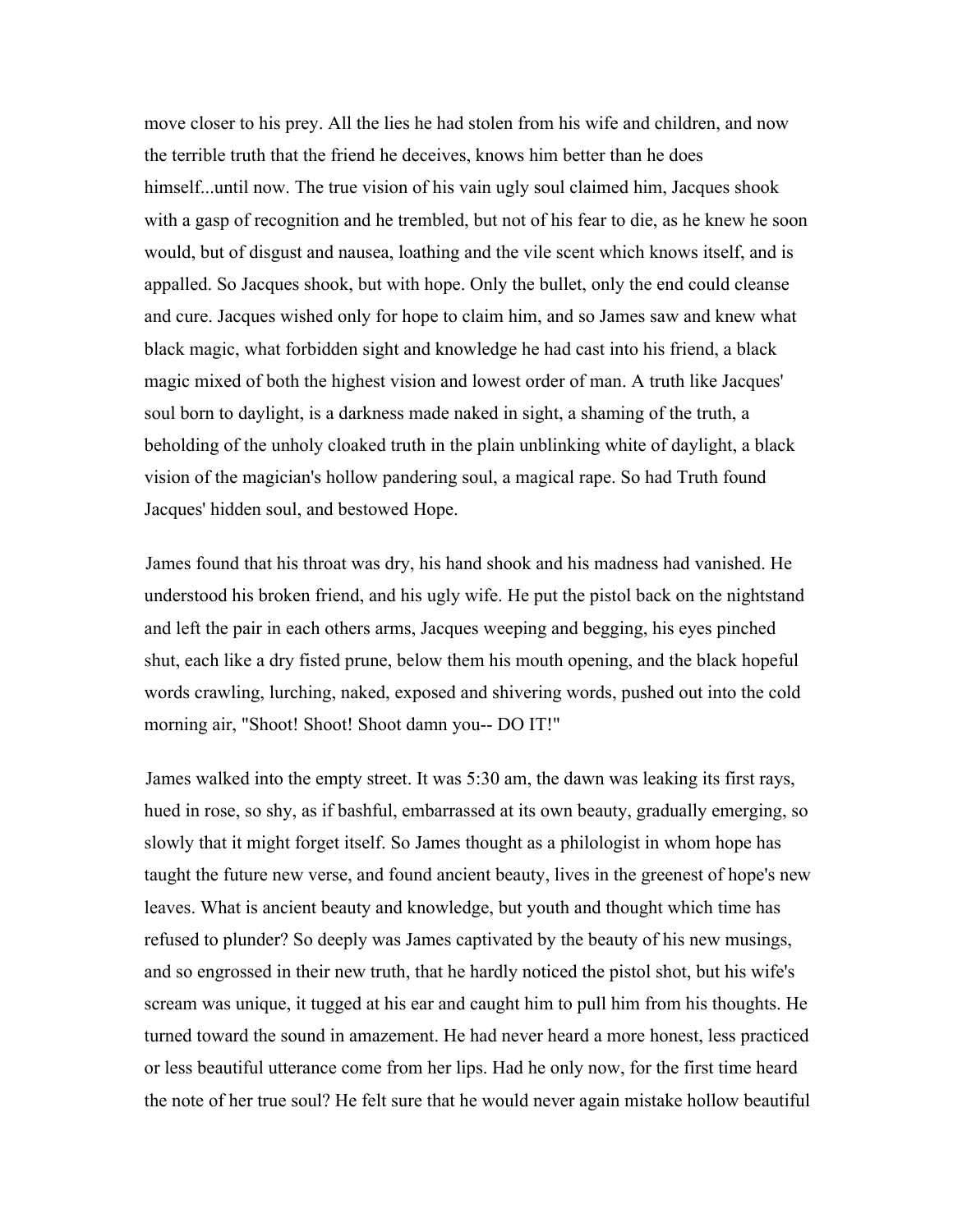move closer to his prey. All the lies he had stolen from his wife and children, and now the terrible truth that the friend he deceives, knows him better than he does himself...until now. The true vision of his vain ugly soul claimed him, Jacques shook with a gasp of recognition and he trembled, but not of his fear to die, as he knew he soon would, but of disgust and nausea, loathing and the vile scent which knows itself, and is appalled. So Jacques shook, but with hope. Only the bullet, only the end could cleanse and cure. Jacques wished only for hope to claim him, and so James saw and knew what black magic, what forbidden sight and knowledge he had cast into his friend, a black magic mixed of both the highest vision and lowest order of man. A truth like Jacques' soul born to daylight, is a darkness made naked in sight, a shaming of the truth, a beholding of the unholy cloaked truth in the plain unblinking white of daylight, a black vision of the magician's hollow pandering soul, a magical rape. So had Truth found Jacques' hidden soul, and bestowed Hope.

James found that his throat was dry, his hand shook and his madness had vanished. He understood his broken friend, and his ugly wife. He put the pistol back on the nightstand and left the pair in each others arms, Jacques weeping and begging, his eyes pinched shut, each like a dry fisted prune, below them his mouth opening, and the black hopeful words crawling, lurching, naked, exposed and shivering words, pushed out into the cold morning air, "Shoot! Shoot! Shoot damn you-- DO IT!"

James walked into the empty street. It was 5:30 am, the dawn was leaking its first rays, hued in rose, so shy, as if bashful, embarrassed at its own beauty, gradually emerging, so slowly that it might forget itself. So James thought as a philologist in whom hope has taught the future new verse, and found ancient beauty, lives in the greenest of hope's new leaves. What is ancient beauty and knowledge, but youth and thought which time has refused to plunder? So deeply was James captivated by the beauty of his new musings, and so engrossed in their new truth, that he hardly noticed the pistol shot, but his wife's scream was unique, it tugged at his ear and caught him to pull him from his thoughts. He turned toward the sound in amazement. He had never heard a more honest, less practiced or less beautiful utterance come from her lips. Had he only now, for the first time heard the note of her true soul? He felt sure that he would never again mistake hollow beautiful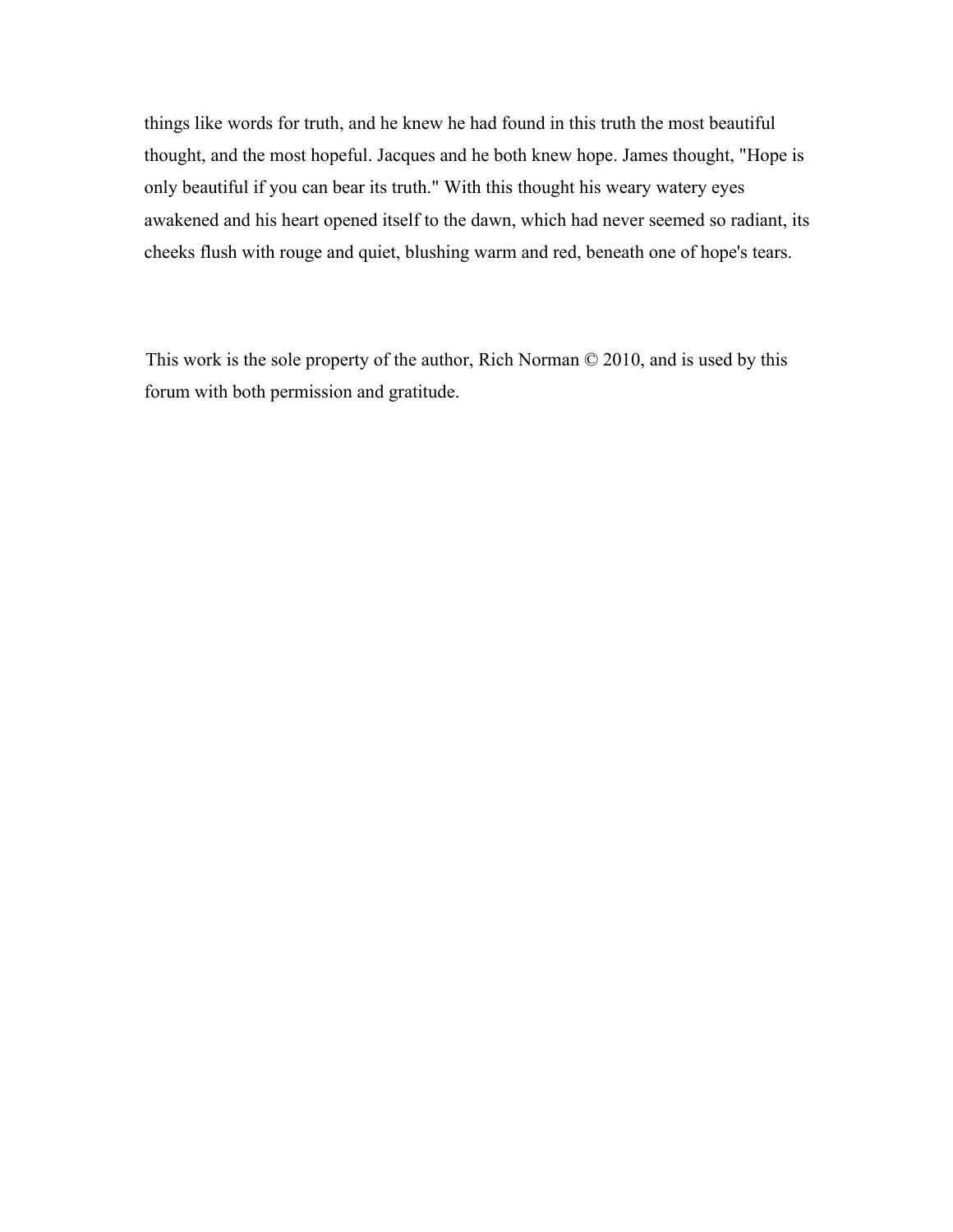things like words for truth, and he knew he had found in this truth the most beautiful thought, and the most hopeful. Jacques and he both knew hope. James thought, "Hope is only beautiful if you can bear its truth." With this thought his weary watery eyes awakened and his heart opened itself to the dawn, which had never seemed so radiant, its cheeks flush with rouge and quiet, blushing warm and red, beneath one of hope's tears.

This work is the sole property of the author, Rich Norman © 2010, and is used by this forum with both permission and gratitude.